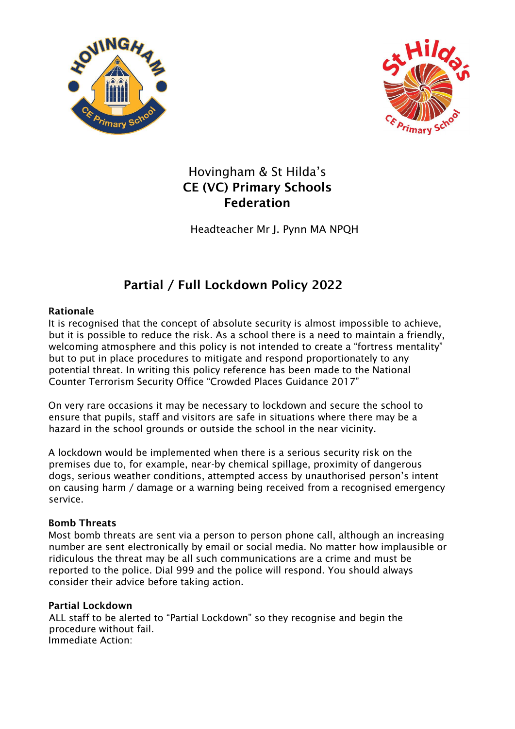Hovingham & St Hilda's
**CE (VC) Primary Schools**
**Federation**

Headteacher Mr J. Pynn MA NPQH

# Partial / Full Lockdown Policy 2022

**Rationale**
It is recognised that the concept of absolute security is almost impossible to achieve, but it is possible to reduce the risk. As a school there is a need to maintain a friendly, welcoming atmosphere and this policy is not intended to create a "fortress mentality" but to put in place procedures to mitigate and respond proportionately to any potential threat. In writing this policy reference has been made to the National Counter Terrorism Security Office "Crowded Places Guidance 2017"

On very rare occasions it may be necessary to lockdown and secure the school to ensure that pupils, staff and visitors are safe in situations where there may be a hazard in the school grounds or outside the school in the near vicinity.

A lockdown would be implemented when there is a serious security risk on the premises due to, for example, near-by chemical spillage, proximity of dangerous dogs, serious weather conditions, attempted access by unauthorised person's intent on causing harm / damage or a warning being received from a recognised emergency service.

**Bomb Threats**
Most bomb threats are sent via a person to person phone call, although an increasing number are sent electronically by email or social media. No matter how implausible or ridiculous the threat may be all such communications are a crime and must be reported to the police. Dial 999 and the police will respond. You should always consider their advice before taking action.

**Partial Lockdown**
ALL staff to be alerted to "Partial Lockdown" so they recognise and begin the procedure without fail.
Immediate Action: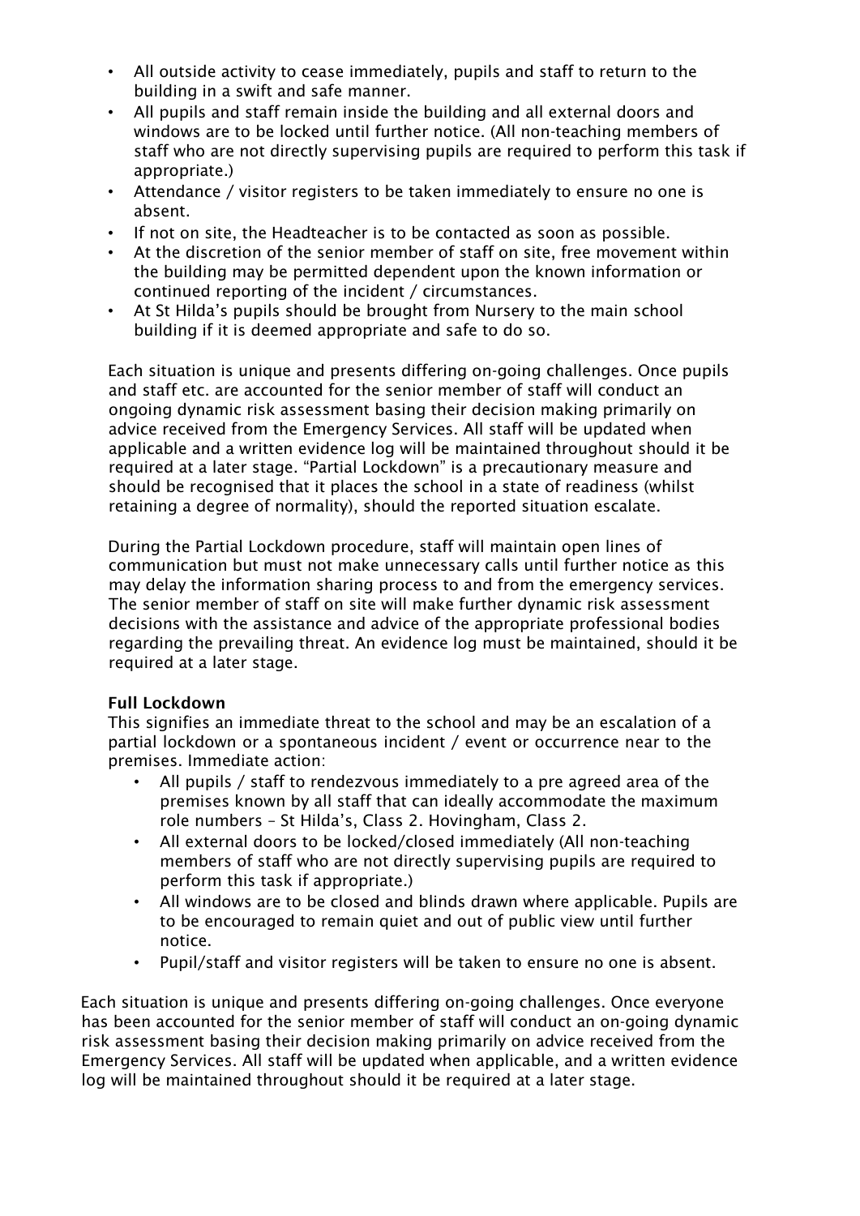- All outside activity to cease immediately, pupils and staff to return to the building in a swift and safe manner.
- All pupils and staff remain inside the building and all external doors and windows are to be locked until further notice. (All non-teaching members of staff who are not directly supervising pupils are required to perform this task if appropriate.)
- Attendance / visitor registers to be taken immediately to ensure no one is absent.
- If not on site, the Headteacher is to be contacted as soon as possible.
- At the discretion of the senior member of staff on site, free movement within the building may be permitted dependent upon the known information or continued reporting of the incident / circumstances.
- At St Hilda's pupils should be brought from Nursery to the main school building if it is deemed appropriate and safe to do so.

Each situation is unique and presents differing on-going challenges. Once pupils and staff etc. are accounted for the senior member of staff will conduct an ongoing dynamic risk assessment basing their decision making primarily on advice received from the Emergency Services. All staff will be updated when applicable and a written evidence log will be maintained throughout should it be required at a later stage. "Partial Lockdown" is a precautionary measure and should be recognised that it places the school in a state of readiness (whilst retaining a degree of normality), should the reported situation escalate.

During the Partial Lockdown procedure, staff will maintain open lines of communication but must not make unnecessary calls until further notice as this may delay the information sharing process to and from the emergency services. The senior member of staff on site will make further dynamic risk assessment decisions with the assistance and advice of the appropriate professional bodies regarding the prevailing threat. An evidence log must be maintained, should it be required at a later stage.

**Full Lockdown**

This signifies an immediate threat to the school and may be an escalation of a partial lockdown or a spontaneous incident / event or occurrence near to the premises. Immediate action:

- All pupils / staff to rendezvous immediately to a pre agreed area of the premises known by all staff that can ideally accommodate the maximum role numbers – St Hilda's, Class 2. Hovingham, Class 2.
- All external doors to be locked/closed immediately (All non-teaching members of staff who are not directly supervising pupils are required to perform this task if appropriate.)
- All windows are to be closed and blinds drawn where applicable. Pupils are to be encouraged to remain quiet and out of public view until further notice.
- Pupil/staff and visitor registers will be taken to ensure no one is absent.

Each situation is unique and presents differing on-going challenges. Once everyone has been accounted for the senior member of staff will conduct an on-going dynamic risk assessment basing their decision making primarily on advice received from the Emergency Services. All staff will be updated when applicable, and a written evidence log will be maintained throughout should it be required at a later stage.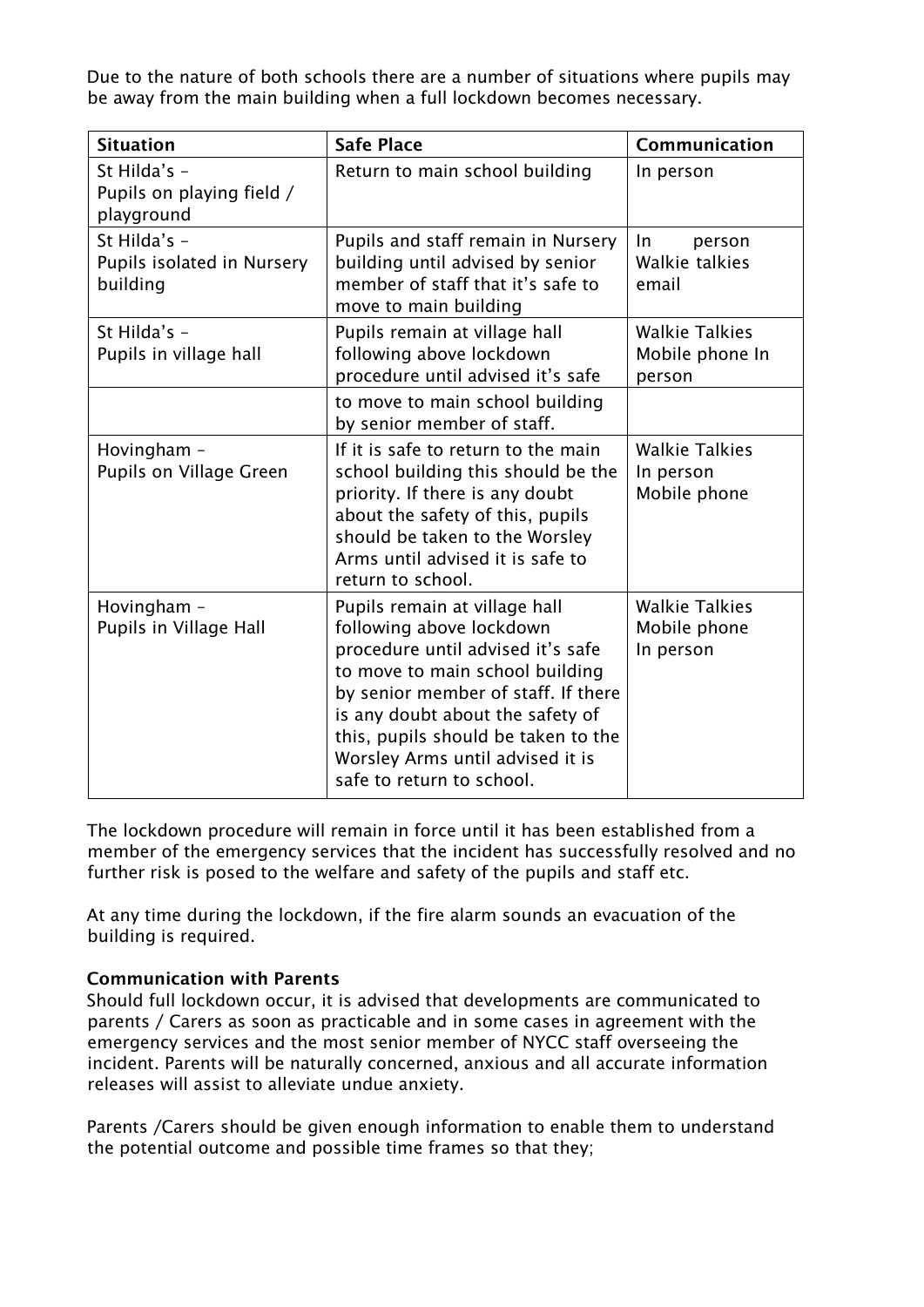Due to the nature of both schools there are a number of situations where pupils may be away from the main building when a full lockdown becomes necessary.

| Situation | Safe Place | Communication |
| --- | --- | --- |
| St Hilda's – Pupils on playing field / playground | Return to main school building | In person |
| St Hilda's – Pupils isolated in Nursery building | Pupils and staff remain in Nursery building until advised by senior member of staff that it's safe to move to main building | In person Walkie talkies email |
| St Hilda's – Pupils in village hall | Pupils remain at village hall following above lockdown procedure until advised it's safe to move to main school building by senior member of staff. | Walkie Talkies Mobile phone In person |
| Hovingham – Pupils on Village Green | If it is safe to return to the main school building this should be the priority. If there is any doubt about the safety of this, pupils should be taken to the Worsley Arms until advised it is safe to return to school. | Walkie Talkies In person Mobile phone |
| Hovingham – Pupils in Village Hall | Pupils remain at village hall following above lockdown procedure until advised it's safe to move to main school building by senior member of staff. If there is any doubt about the safety of this, pupils should be taken to the Worsley Arms until advised it is safe to return to school. | Walkie Talkies Mobile phone In person |

The lockdown procedure will remain in force until it has been established from a member of the emergency services that the incident has successfully resolved and no further risk is posed to the welfare and safety of the pupils and staff etc.

At any time during the lockdown, if the fire alarm sounds an evacuation of the building is required.

**Communication with Parents**

Should full lockdown occur, it is advised that developments are communicated to parents / Carers as soon as practicable and in some cases in agreement with the emergency services and the most senior member of NYCC staff overseeing the incident. Parents will be naturally concerned, anxious and all accurate information releases will assist to alleviate undue anxiety.

Parents /Carers should be given enough information to enable them to understand the potential outcome and possible time frames so that they;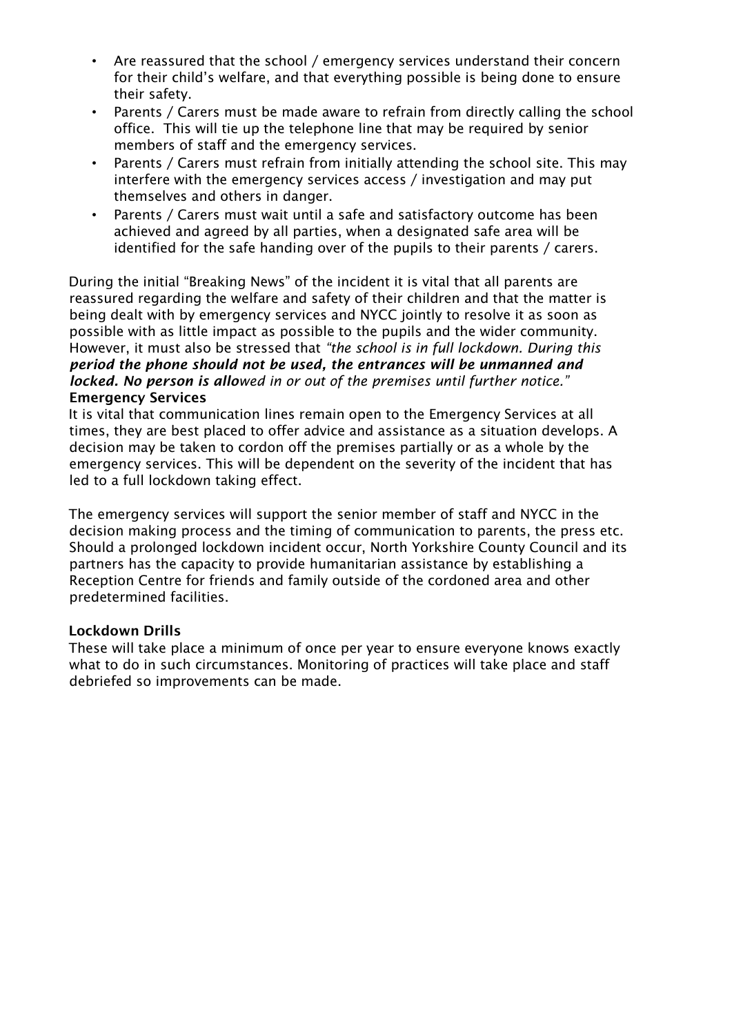- Are reassured that the school / emergency services understand their concern for their child's welfare, and that everything possible is being done to ensure their safety.
- Parents / Carers must be made aware to refrain from directly calling the school office. This will tie up the telephone line that may be required by senior members of staff and the emergency services.
- Parents / Carers must refrain from initially attending the school site. This may interfere with the emergency services access / investigation and may put themselves and others in danger.
- Parents / Carers must wait until a safe and satisfactory outcome has been achieved and agreed by all parties, when a designated safe area will be identified for the safe handing over of the pupils to their parents / carers.

During the initial "Breaking News" of the incident it is vital that all parents are reassured regarding the welfare and safety of their children and that the matter is being dealt with by emergency services and NYCC jointly to resolve it as soon as possible with as little impact as possible to the pupils and the wider community. However, it must also be stressed that *"the school is in full lockdown. During this **period the phone should not be used, the entrances will be unmanned and locked. No person is allo**wed in or out of the premises until further notice."*

**Emergency Services**

It is vital that communication lines remain open to the Emergency Services at all times, they are best placed to offer advice and assistance as a situation develops. A decision may be taken to cordon off the premises partially or as a whole by the emergency services. This will be dependent on the severity of the incident that has led to a full lockdown taking effect.

The emergency services will support the senior member of staff and NYCC in the decision making process and the timing of communication to parents, the press etc. Should a prolonged lockdown incident occur, North Yorkshire County Council and its partners has the capacity to provide humanitarian assistance by establishing a Reception Centre for friends and family outside of the cordoned area and other predetermined facilities.

**Lockdown Drills**

These will take place a minimum of once per year to ensure everyone knows exactly what to do in such circumstances. Monitoring of practices will take place and staff debriefed so improvements can be made.